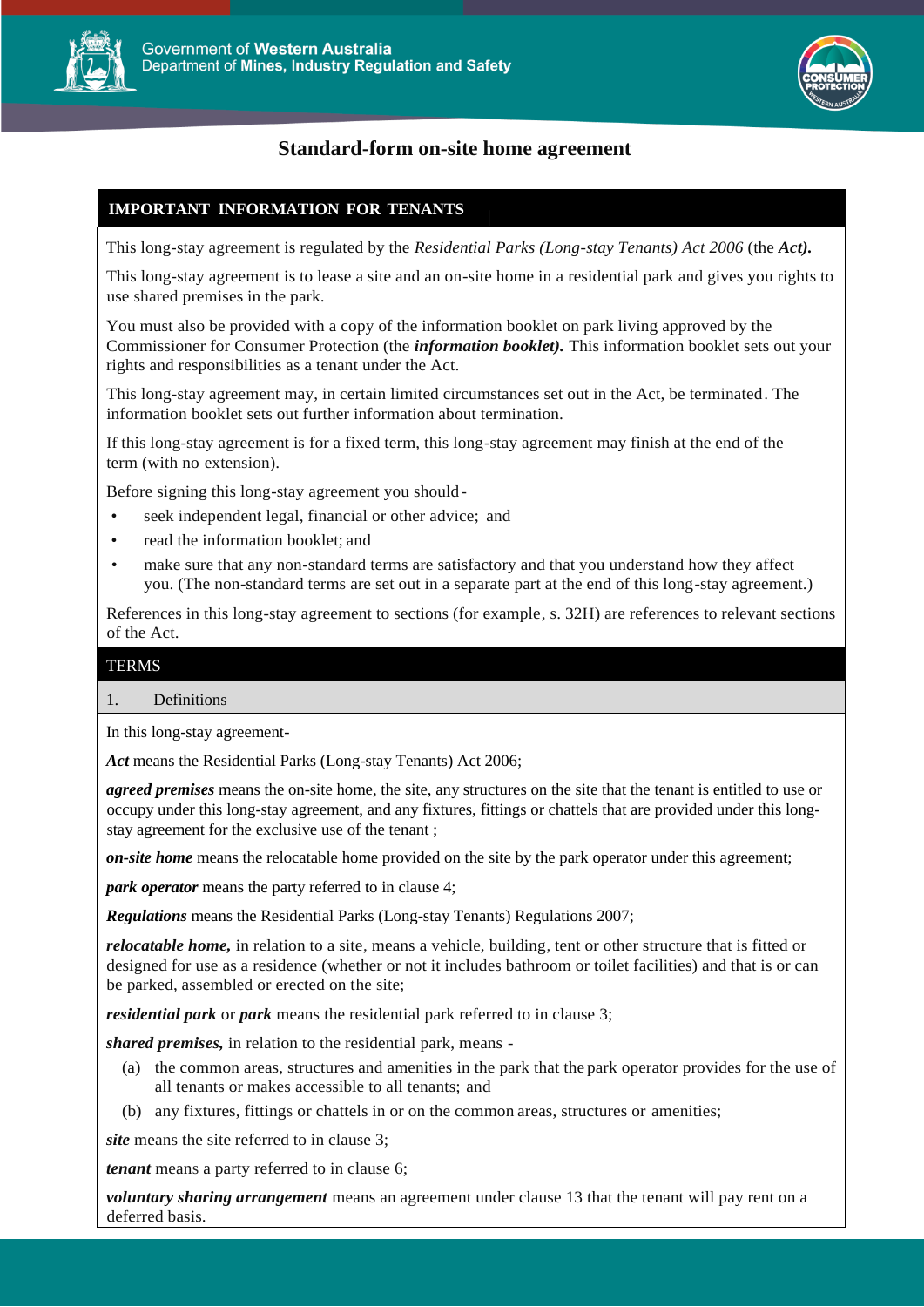# Standard-form on-site home agreement

## IMPORTANT INFORMATION FOR TENANTS

This long-stay agreement is regulated by the *Residential Parks (Long-stay Tenants) Act 2006* (the ***Act***).

This long-stay agreement is to lease a site and an on-site home in a residential park and gives you rights to use shared premises in the park.

You must also be provided with a copy of the information booklet on park living approved by the Commissioner for Consumer Protection (the ***information booklet***). This information booklet sets out your rights and responsibilities as a tenant under the Act.

This long-stay agreement may, in certain limited circumstances set out in the Act, be terminated. The information booklet sets out further information about termination.

If this long-stay agreement is for a fixed term, this long-stay agreement may finish at the end of the term (with no extension).

Before signing this long-stay agreement you should -

- seek independent legal, financial or other advice; and
- read the information booklet; and
- make sure that any non-standard terms are satisfactory and that you understand how they affect you. (The non-standard terms are set out in a separate part at the end of this long-stay agreement.)

References in this long-stay agreement to sections (for example, s. 32H) are references to relevant sections of the Act.

## TERMS

### 1. Definitions

In this long-stay agreement-

***Act*** means the Residential Parks (Long-stay Tenants) Act 2006;

***agreed premises*** means the on-site home, the site, any structures on the site that the tenant is entitled to use or occupy under this long-stay agreement, and any fixtures, fittings or chattels that are provided under this long-stay agreement for the exclusive use of the tenant ;

***on-site home*** means the relocatable home provided on the site by the park operator under this agreement;

***park operator*** means the party referred to in clause 4;

***Regulations*** means the Residential Parks (Long-stay Tenants) Regulations 2007;

***relocatable home,*** in relation to a site, means a vehicle, building, tent or other structure that is fitted or designed for use as a residence (whether or not it includes bathroom or toilet facilities) and that is or can be parked, assembled or erected on the site;

***residential park*** or ***park*** means the residential park referred to in clause 3;

***shared premises,*** in relation to the residential park, means -

(a) the common areas, structures and amenities in the park that the park operator provides for the use of all tenants or makes accessible to all tenants; and

(b) any fixtures, fittings or chattels in or on the common areas, structures or amenities;

***site*** means the site referred to in clause 3;

***tenant*** means a party referred to in clause 6;

***voluntary sharing arrangement*** means an agreement under clause 13 that the tenant will pay rent on a deferred basis.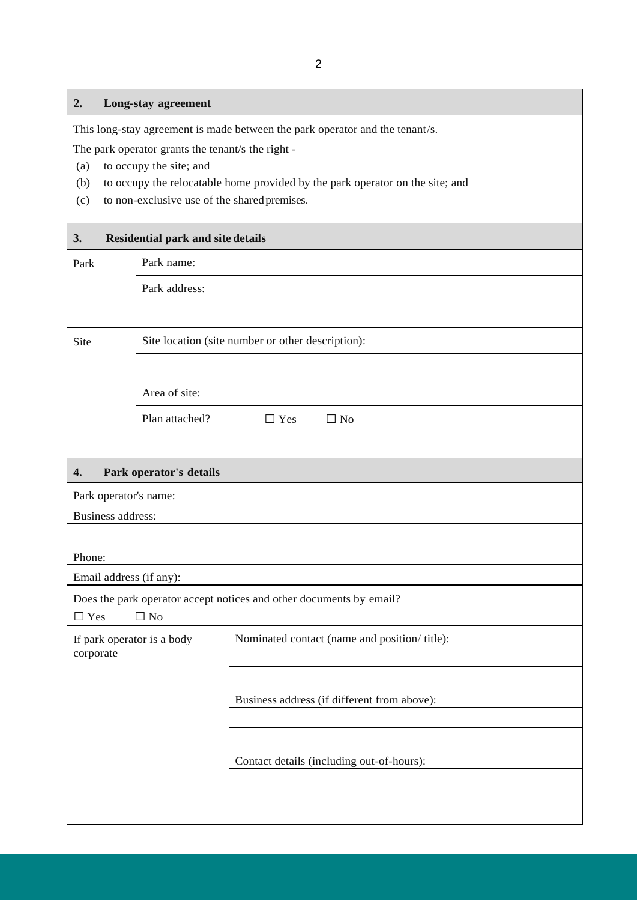## 2. Long-stay agreement

This long-stay agreement is made between the park operator and the tenant/s.

The park operator grants the tenant/s the right -

(a) to occupy the site; and

(b) to occupy the relocatable home provided by the park operator on the site; and

(c) to non-exclusive use of the shared premises.

## 3. Residential park and site details

| | |
|---|---|
| Park | Park name: |
| | Park address: |
| | |
| Site | Site location (site number or other description): |
| | |
| | Area of site: |
| | Plan attached? ☐ Yes ☐ No |
| | |

## 4. Park operator's details

Park operator's name:

Business address:

Phone:

Email address (if any):

Does the park operator accept notices and other documents by email?

☐ Yes ☐ No

| | |
|---|---|
| If park operator is a body corporate | Nominated contact (name and position/ title): |
| | |
| | |
| | Business address (if different from above): |
| | |
| | |
| | Contact details (including out-of-hours): |
| | |
| | |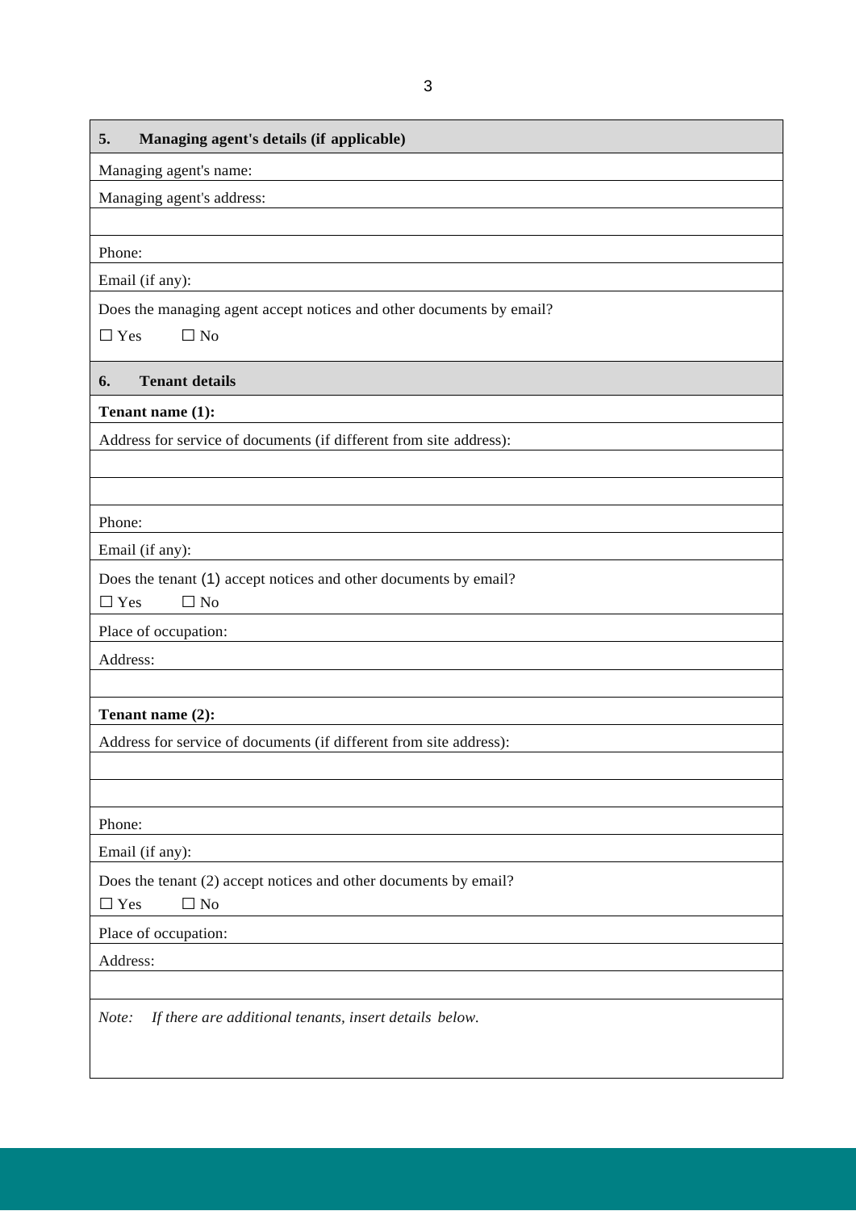## 5. Managing agent's details (if applicable)

Managing agent's name:

Managing agent's address:

Phone:

Email (if any):

Does the managing agent accept notices and other documents by email?

☐ Yes ☐ No

## 6. Tenant details

**Tenant name (1):**

Address for service of documents (if different from site address):

Phone:

Email (if any):

Does the tenant (1) accept notices and other documents by email?

☐ Yes ☐ No

Place of occupation:

Address:

**Tenant name (2):**

Address for service of documents (if different from site address):

Phone:

Email (if any):

Does the tenant (2) accept notices and other documents by email?

☐ Yes ☐ No

Place of occupation:

Address:

*Note: If there are additional tenants, insert details below.*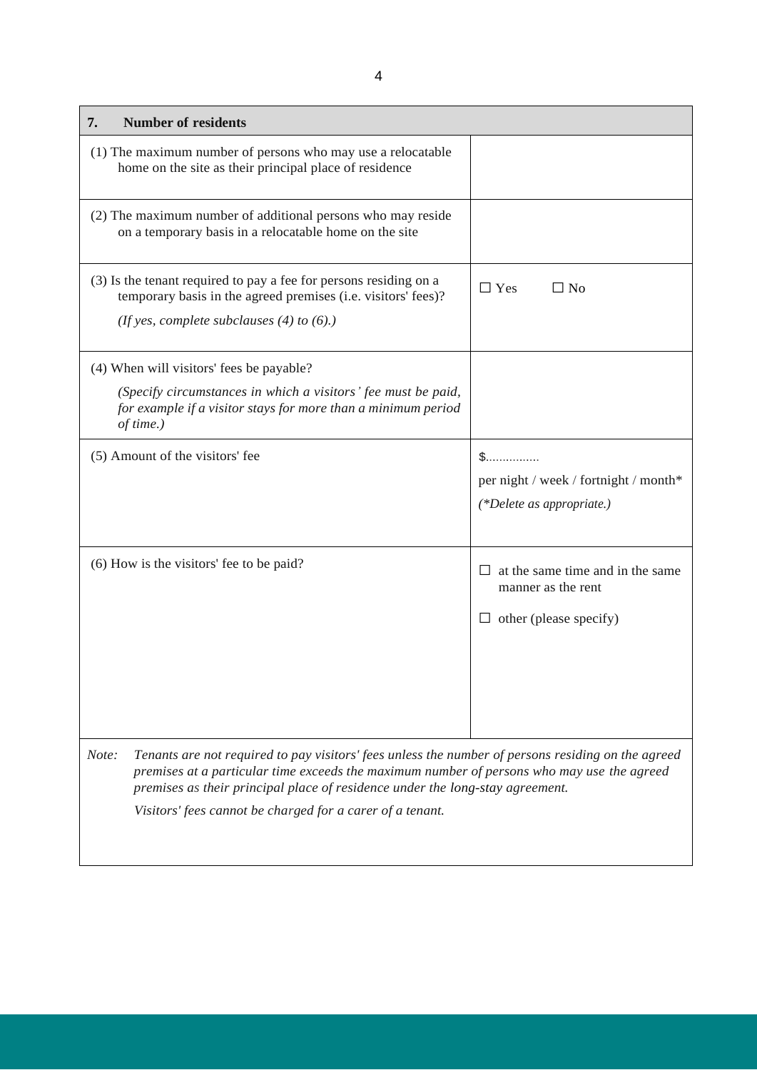| 7. Number of residents | |
|---|---|
| (1) The maximum number of persons who may use a relocatable home on the site as their principal place of residence | |
| (2) The maximum number of additional persons who may reside on a temporary basis in a relocatable home on the site | |
| (3) Is the tenant required to pay a fee for persons residing on a temporary basis in the agreed premises (i.e. visitors' fees)? *(If yes, complete subclauses (4) to (6).)* | ☐ Yes ☐ No |
| (4) When will visitors' fees be payable? *(Specify circumstances in which a visitors' fee must be paid, for example if a visitor stays for more than a minimum period of time.)* | |
| (5) Amount of the visitors' fee | $............... per night / week / fortnight / month* *(*Delete as appropriate.)* |
| (6) How is the visitors' fee to be paid? | ☐ at the same time and in the same manner as the rent<br>☐ other (please specify) |

*Note:* *Tenants are not required to pay visitors' fees unless the number of persons residing on the agreed premises at a particular time exceeds the maximum number of persons who may use the agreed premises as their principal place of residence under the long-stay agreement.*

*Visitors' fees cannot be charged for a carer of a tenant.*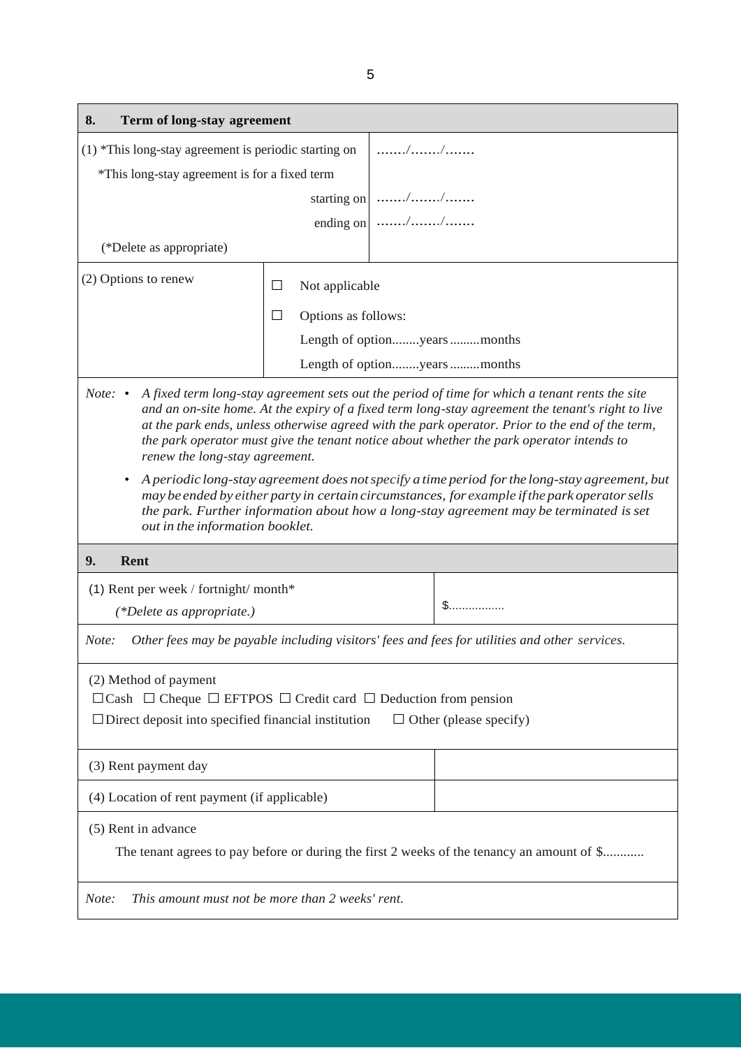## 8. Term of long-stay agreement

| | |
|---|---|
| (1) \*This long-stay agreement is periodic starting on | ……./……./……. |
| \*This long-stay agreement is for a fixed term starting on | ……./……./……. |
| ending on | ……./……./……. |
| (\*Delete as appropriate) | |

| | |
|---|---|
| (2) Options to renew | ☐ Not applicable |
| | ☐ Options as follows: |
| | Length of option........years .........months |
| | Length of option........years .........months |

*Note:*
- *A fixed term long-stay agreement sets out the period of time for which a tenant rents the site and an on-site home. At the expiry of a fixed term long-stay agreement the tenant's right to live at the park ends, unless otherwise agreed with the park operator. Prior to the end of the term, the park operator must give the tenant notice about whether the park operator intends to renew the long-stay agreement.*
- *A periodic long-stay agreement does not specify a time period for the long-stay agreement, but may be ended by either party in certain circumstances, for example if the park operator sells the park. Further information about how a long-stay agreement may be terminated is set out in the information booklet.*

## 9. Rent

| | |
|---|---|
| (1) Rent per week / fortnight/ month\* *(\*Delete as appropriate.)* | $................ |

*Note: Other fees may be payable including visitors' fees and fees for utilities and other services.*

(2) Method of payment

☐ Cash ☐ Cheque ☐ EFTPOS ☐ Credit card ☐ Deduction from pension

☐ Direct deposit into specified financial institution ☐ Other (please specify)

| | |
|---|---|
| (3) Rent payment day | |
| (4) Location of rent payment (if applicable) | |

(5) Rent in advance

The tenant agrees to pay before or during the first 2 weeks of the tenancy an amount of $............

*Note: This amount must not be more than 2 weeks' rent.*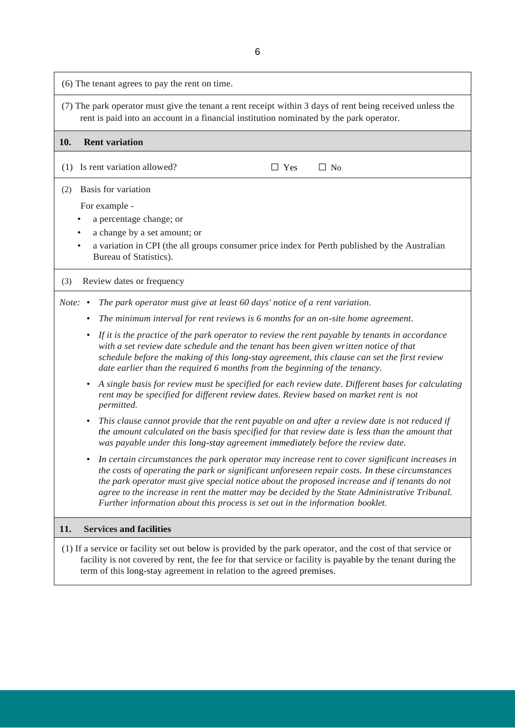(6) The tenant agrees to pay the rent on time.

(7) The park operator must give the tenant a rent receipt within 3 days of rent being received unless the rent is paid into an account in a financial institution nominated by the park operator.

## 10. Rent variation

(1) Is rent variation allowed? ☐ Yes ☐ No

(2) Basis for variation

For example -

- a percentage change; or
- a change by a set amount; or
- a variation in CPI (the all groups consumer price index for Perth published by the Australian Bureau of Statistics).

(3) Review dates or frequency

*Note:*

- *The park operator must give at least 60 days' notice of a rent variation.*
- *The minimum interval for rent reviews is 6 months for an on-site home agreement.*
- *If it is the practice of the park operator to review the rent payable by tenants in accordance with a set review date schedule and the tenant has been given written notice of that schedule before the making of this long-stay agreement, this clause can set the first review date earlier than the required 6 months from the beginning of the tenancy.*
- *A single basis for review must be specified for each review date. Different bases for calculating rent may be specified for different review dates. Review based on market rent is not permitted.*
- *This clause cannot provide that the rent payable on and after a review date is not reduced if the amount calculated on the basis specified for that review date is less than the amount that was payable under this long-stay agreement immediately before the review date.*
- *In certain circumstances the park operator may increase rent to cover significant increases in the costs of operating the park or significant unforeseen repair costs. In these circumstances the park operator must give special notice about the proposed increase and if tenants do not agree to the increase in rent the matter may be decided by the State Administrative Tribunal. Further information about this process is set out in the information booklet.*

## 11. Services and facilities

(1) If a service or facility set out below is provided by the park operator, and the cost of that service or facility is not covered by rent, the fee for that service or facility is payable by the tenant during the term of this long-stay agreement in relation to the agreed premises.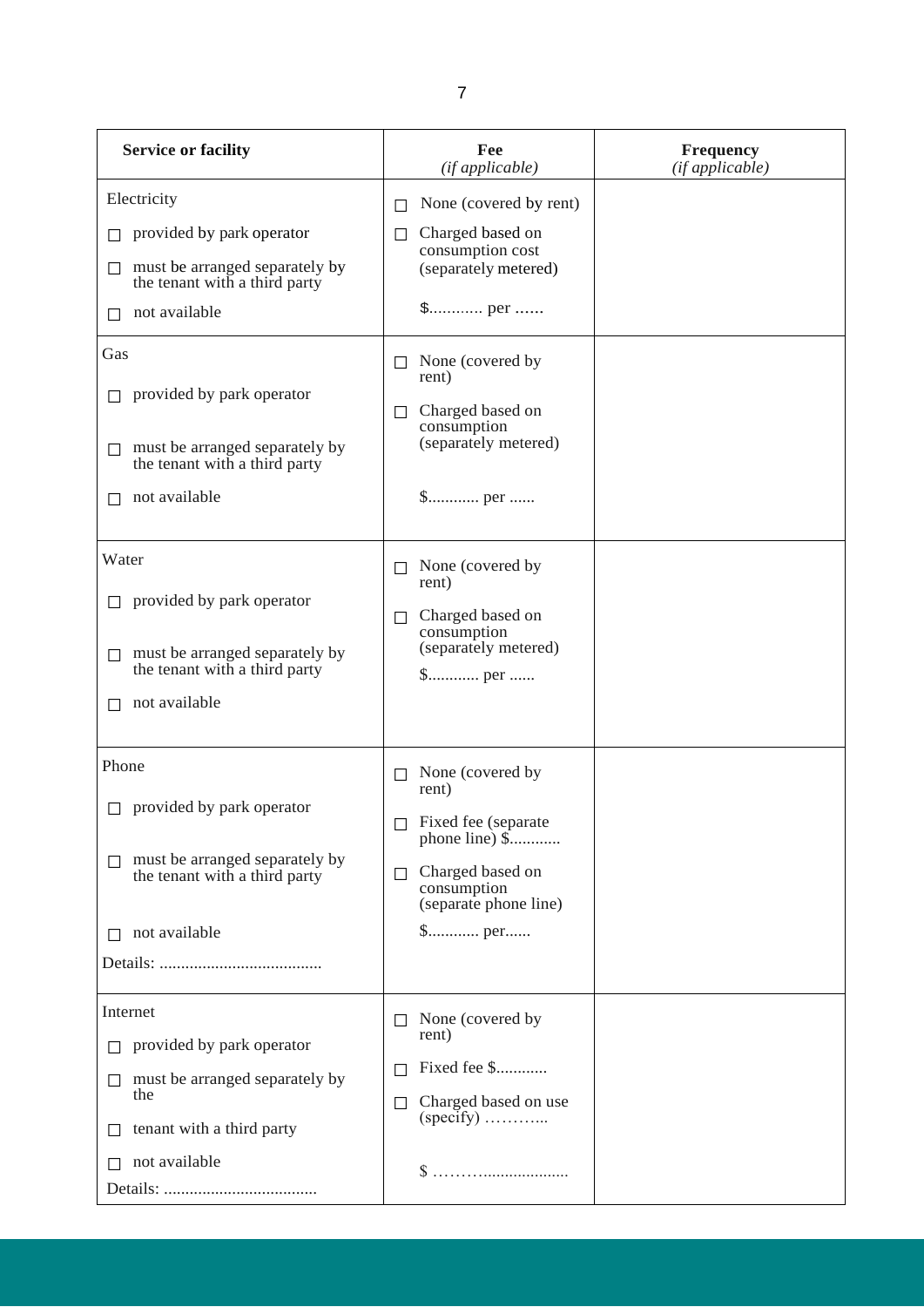| Service or facility | Fee *(if applicable)* | Frequency *(if applicable)* |
|---|---|---|
| Electricity<br>☐ provided by park operator<br>☐ must be arranged separately by the tenant with a third party<br>☐ not available | ☐ None (covered by rent)<br>☐ Charged based on consumption cost (separately metered)<br>$............ per ...... | |
| Gas<br>☐ provided by park operator<br>☐ must be arranged separately by the tenant with a third party<br>☐ not available | ☐ None (covered by rent)<br>☐ Charged based on consumption (separately metered)<br>$............ per ...... | |
| Water<br>☐ provided by park operator<br>☐ must be arranged separately by the tenant with a third party<br>☐ not available | ☐ None (covered by rent)<br>☐ Charged based on consumption (separately metered)<br>$............ per ...... | |
| Phone<br>☐ provided by park operator<br>☐ must be arranged separately by the tenant with a third party<br>☐ not available<br>Details: ...................................... | ☐ None (covered by rent)<br>☐ Fixed fee (separate phone line) $............<br>☐ Charged based on consumption (separate phone line)<br>$............ per...... | |
| Internet<br>☐ provided by park operator<br>☐ must be arranged separately by the<br>☐ tenant with a third party<br>☐ not available<br>Details: .................................... | ☐ None (covered by rent)<br>☐ Fixed fee $............<br>☐ Charged based on use (specify) ………..<br>$ ………................... | |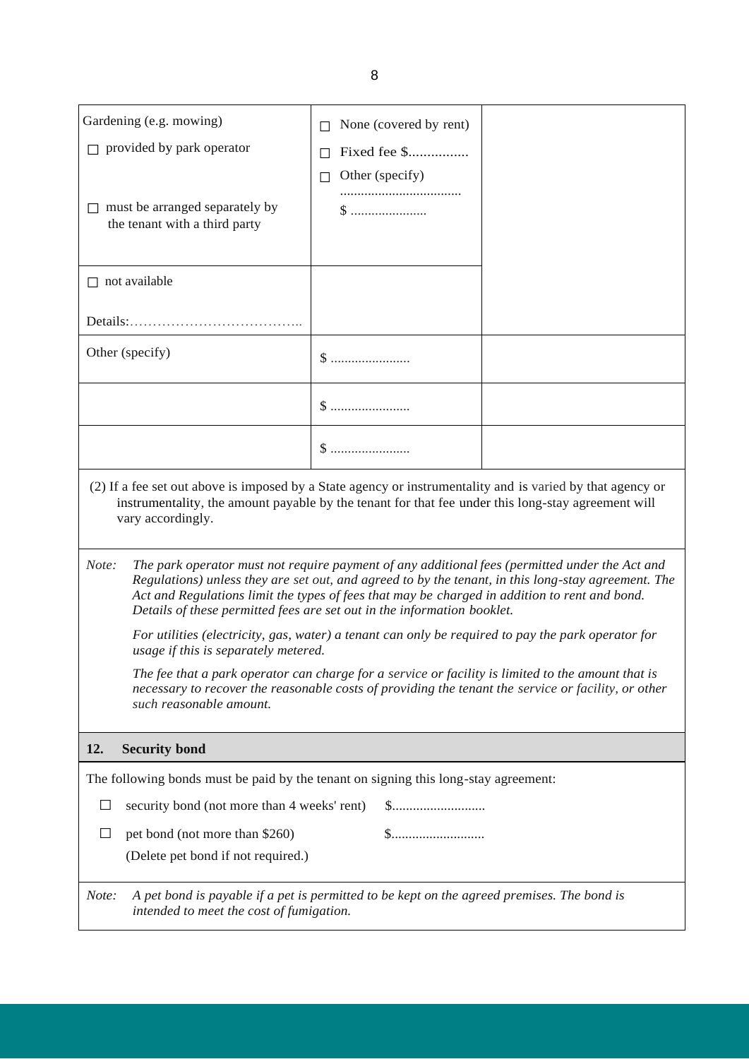| | | |
|---|---|---|
| Gardening (e.g. mowing)<br>☐ provided by park operator<br><br>☐ must be arranged separately by the tenant with a third party | ☐ None (covered by rent)<br>☐ Fixed fee $................<br>☐ Other (specify)<br>...................................<br>$ ...................... | |
| ☐ not available<br><br>Details:……………………………….. | | |
| Other (specify) | $ ....................... | |
| | $ ....................... | |
| | $ ....................... | |

(2) If a fee set out above is imposed by a State agency or instrumentality and is varied by that agency or instrumentality, the amount payable by the tenant for that fee under this long-stay agreement will vary accordingly.

*Note: The park operator must not require payment of any additional fees (permitted under the Act and Regulations) unless they are set out, and agreed to by the tenant, in this long-stay agreement. The Act and Regulations limit the types of fees that may be charged in addition to rent and bond. Details of these permitted fees are set out in the information booklet.*

*For utilities (electricity, gas, water) a tenant can only be required to pay the park operator for usage if this is separately metered.*

*The fee that a park operator can charge for a service or facility is limited to the amount that is necessary to recover the reasonable costs of providing the tenant the service or facility, or other such reasonable amount.*

## 12. Security bond

The following bonds must be paid by the tenant on signing this long-stay agreement:

☐ security bond (not more than 4 weeks' rent) $...........................

☐ pet bond (not more than $260) $...........................
(Delete pet bond if not required.)

*Note: A pet bond is payable if a pet is permitted to be kept on the agreed premises. The bond is intended to meet the cost of fumigation.*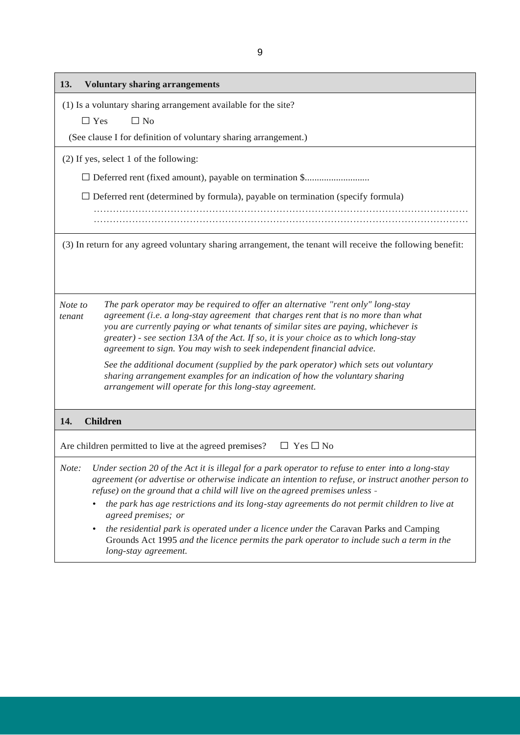## 13. Voluntary sharing arrangements

(1) Is a voluntary sharing arrangement available for the site?

☐ Yes ☐ No

(See clause I for definition of voluntary sharing arrangement.)

(2) If yes, select 1 of the following:

☐ Deferred rent (fixed amount), payable on termination $..........................

☐ Deferred rent (determined by formula), payable on termination (specify formula)

…………………………………………………………………………………………………………
…………………………………………………………………………………………………………

(3) In return for any agreed voluntary sharing arrangement, the tenant will receive the following benefit:

*Note to tenant* *The park operator may be required to offer an alternative "rent only" long-stay agreement (i.e. a long-stay agreement that charges rent that is no more than what you are currently paying or what tenants of similar sites are paying, whichever is greater) - see section 13A of the Act. If so, it is your choice as to which long-stay agreement to sign. You may wish to seek independent financial advice.*

*See the additional document (supplied by the park operator) which sets out voluntary sharing arrangement examples for an indication of how the voluntary sharing arrangement will operate for this long-stay agreement.*

## 14. Children

Are children permitted to live at the agreed premises? ☐ Yes ☐ No

*Note: Under section 20 of the Act it is illegal for a park operator to refuse to enter into a long-stay agreement (or advertise or otherwise indicate an intention to refuse, or instruct another person to refuse) on the ground that a child will live on the agreed premises unless -*

- *the park has age restrictions and its long-stay agreements do not permit children to live at agreed premises; or*
- *the residential park is operated under a licence under the* Caravan Parks and Camping Grounds Act 1995 *and the licence permits the park operator to include such a term in the long-stay agreement.*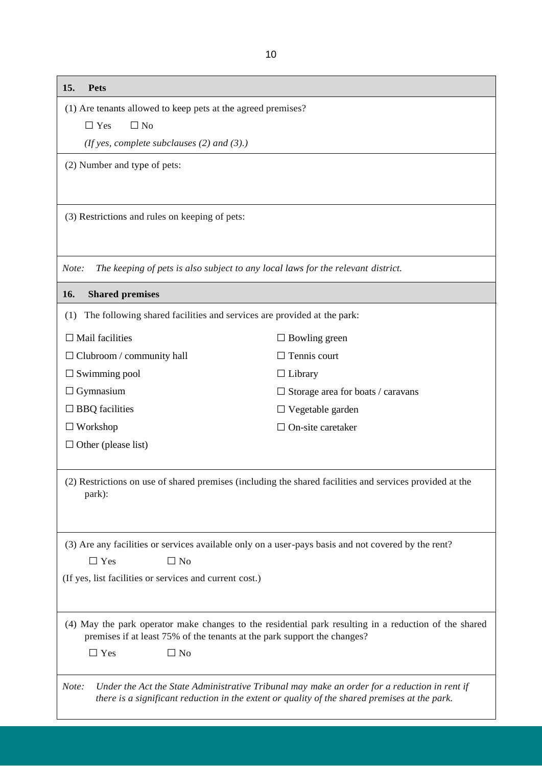## 15. Pets

(1) Are tenants allowed to keep pets at the agreed premises?

☐ Yes ☐ No

*(If yes, complete subclauses (2) and (3).)*

(2) Number and type of pets:

(3) Restrictions and rules on keeping of pets:

*Note: The keeping of pets is also subject to any local laws for the relevant district.*

## 16. Shared premises

(1) The following shared facilities and services are provided at the park:

☐ Mail facilities

☐ Clubroom / community hall

☐ Swimming pool

☐ Gymnasium

☐ BBQ facilities

☐ Workshop

☐ Other (please list)

☐ Bowling green

☐ Tennis court

☐ Library

☐ Storage area for boats / caravans

☐ Vegetable garden

☐ On-site caretaker

(2) Restrictions on use of shared premises (including the shared facilities and services provided at the park):

(3) Are any facilities or services available only on a user-pays basis and not covered by the rent?

☐ Yes ☐ No

(If yes, list facilities or services and current cost.)

(4) May the park operator make changes to the residential park resulting in a reduction of the shared premises if at least 75% of the tenants at the park support the changes?

☐ Yes ☐ No

*Note: Under the Act the State Administrative Tribunal may make an order for a reduction in rent if there is a significant reduction in the extent or quality of the shared premises at the park.*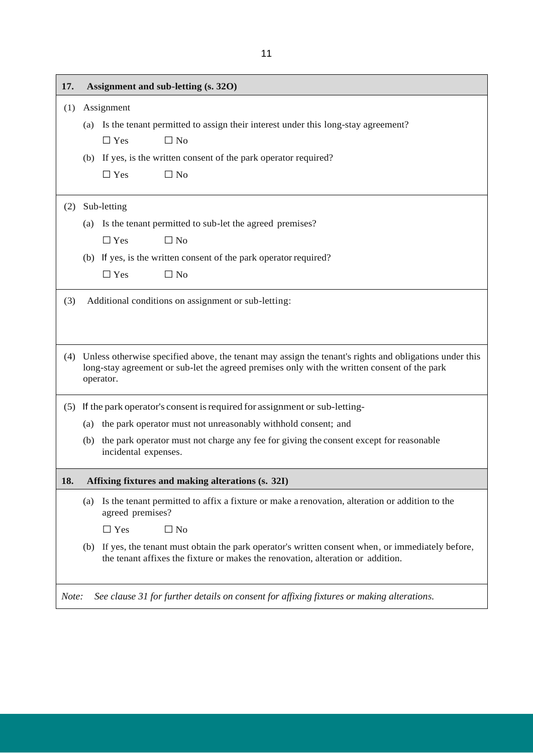## 17. Assignment and sub-letting (s. 32O)

(1) Assignment

(a) Is the tenant permitted to assign their interest under this long-stay agreement?

☐ Yes ☐ No

(b) If yes, is the written consent of the park operator required?

☐ Yes ☐ No

(2) Sub-letting

(a) Is the tenant permitted to sub-let the agreed premises?

☐ Yes ☐ No

(b) If yes, is the written consent of the park operator required?

☐ Yes ☐ No

(3) Additional conditions on assignment or sub-letting:

(4) Unless otherwise specified above, the tenant may assign the tenant's rights and obligations under this long-stay agreement or sub-let the agreed premises only with the written consent of the park operator.

(5) If the park operator's consent is required for assignment or sub-letting-

(a) the park operator must not unreasonably withhold consent; and

(b) the park operator must not charge any fee for giving the consent except for reasonable incidental expenses.

## 18. Affixing fixtures and making alterations (s. 32I)

(a) Is the tenant permitted to affix a fixture or make a renovation, alteration or addition to the agreed premises?

☐ Yes ☐ No

(b) If yes, the tenant must obtain the park operator's written consent when, or immediately before, the tenant affixes the fixture or makes the renovation, alteration or addition.

*Note: See clause 31 for further details on consent for affixing fixtures or making alterations.*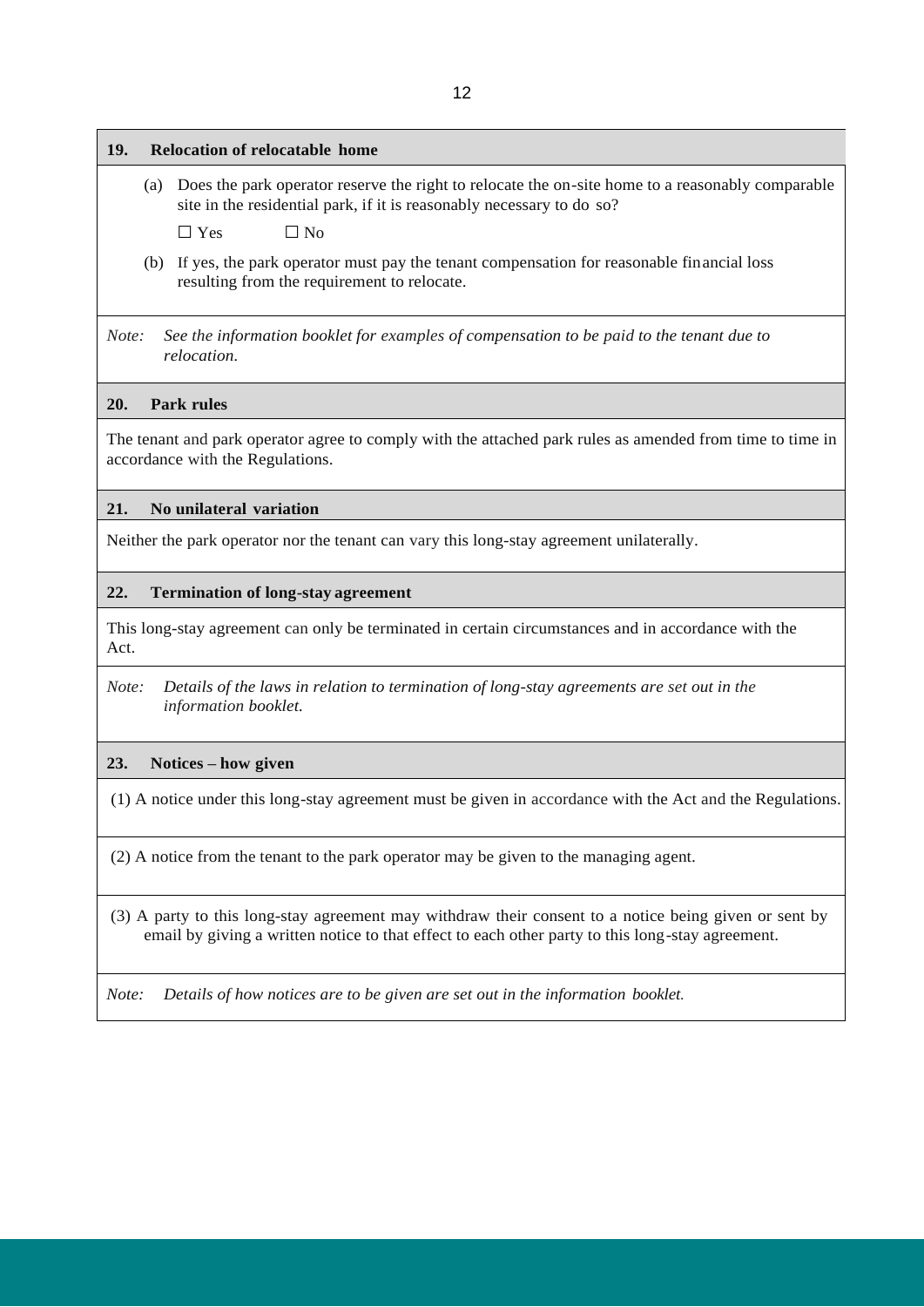### 19. Relocation of relocatable home

(a) Does the park operator reserve the right to relocate the on-site home to a reasonably comparable site in the residential park, if it is reasonably necessary to do so?

☐ Yes ☐ No

(b) If yes, the park operator must pay the tenant compensation for reasonable financial loss resulting from the requirement to relocate.

*Note: See the information booklet for examples of compensation to be paid to the tenant due to relocation.*

### 20. Park rules

The tenant and park operator agree to comply with the attached park rules as amended from time to time in accordance with the Regulations.

### 21. No unilateral variation

Neither the park operator nor the tenant can vary this long-stay agreement unilaterally.

### 22. Termination of long-stay agreement

This long-stay agreement can only be terminated in certain circumstances and in accordance with the Act.

*Note: Details of the laws in relation to termination of long-stay agreements are set out in the information booklet.*

### 23. Notices – how given

(1) A notice under this long-stay agreement must be given in accordance with the Act and the Regulations.

(2) A notice from the tenant to the park operator may be given to the managing agent.

(3) A party to this long-stay agreement may withdraw their consent to a notice being given or sent by email by giving a written notice to that effect to each other party to this long-stay agreement.

*Note: Details of how notices are to be given are set out in the information booklet.*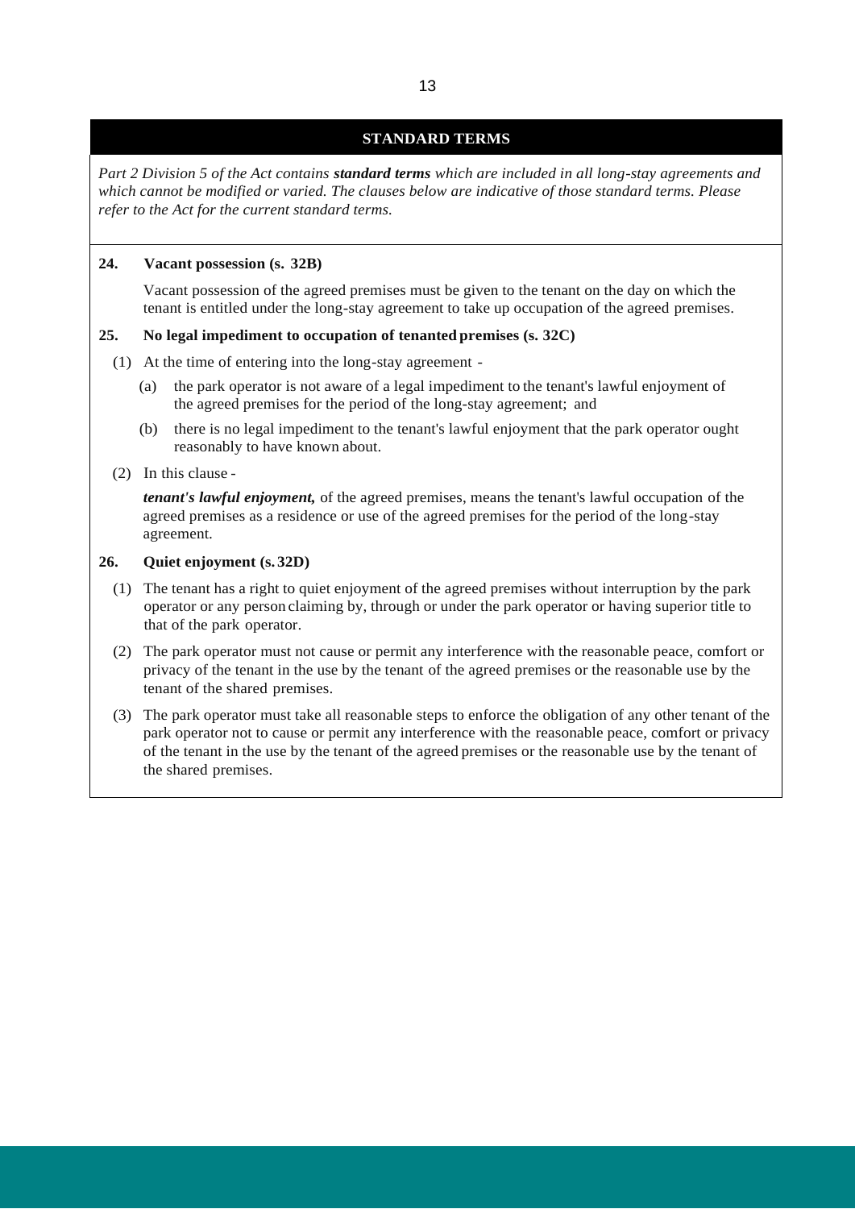## STANDARD TERMS

*Part 2 Division 5 of the Act contains* ***standard terms*** *which are included in all long-stay agreements and which cannot be modified or varied. The clauses below are indicative of those standard terms. Please refer to the Act for the current standard terms.*

**24. Vacant possession (s. 32B)**

Vacant possession of the agreed premises must be given to the tenant on the day on which the tenant is entitled under the long-stay agreement to take up occupation of the agreed premises.

**25. No legal impediment to occupation of tenanted premises (s. 32C)**

(1) At the time of entering into the long-stay agreement -

(a) the park operator is not aware of a legal impediment to the tenant's lawful enjoyment of the agreed premises for the period of the long-stay agreement; and

(b) there is no legal impediment to the tenant's lawful enjoyment that the park operator ought reasonably to have known about.

(2) In this clause -

***tenant's lawful enjoyment,*** of the agreed premises, means the tenant's lawful occupation of the agreed premises as a residence or use of the agreed premises for the period of the long-stay agreement.

**26. Quiet enjoyment (s. 32D)**

(1) The tenant has a right to quiet enjoyment of the agreed premises without interruption by the park operator or any person claiming by, through or under the park operator or having superior title to that of the park operator.

(2) The park operator must not cause or permit any interference with the reasonable peace, comfort or privacy of the tenant in the use by the tenant of the agreed premises or the reasonable use by the tenant of the shared premises.

(3) The park operator must take all reasonable steps to enforce the obligation of any other tenant of the park operator not to cause or permit any interference with the reasonable peace, comfort or privacy of the tenant in the use by the tenant of the agreed premises or the reasonable use by the tenant of the shared premises.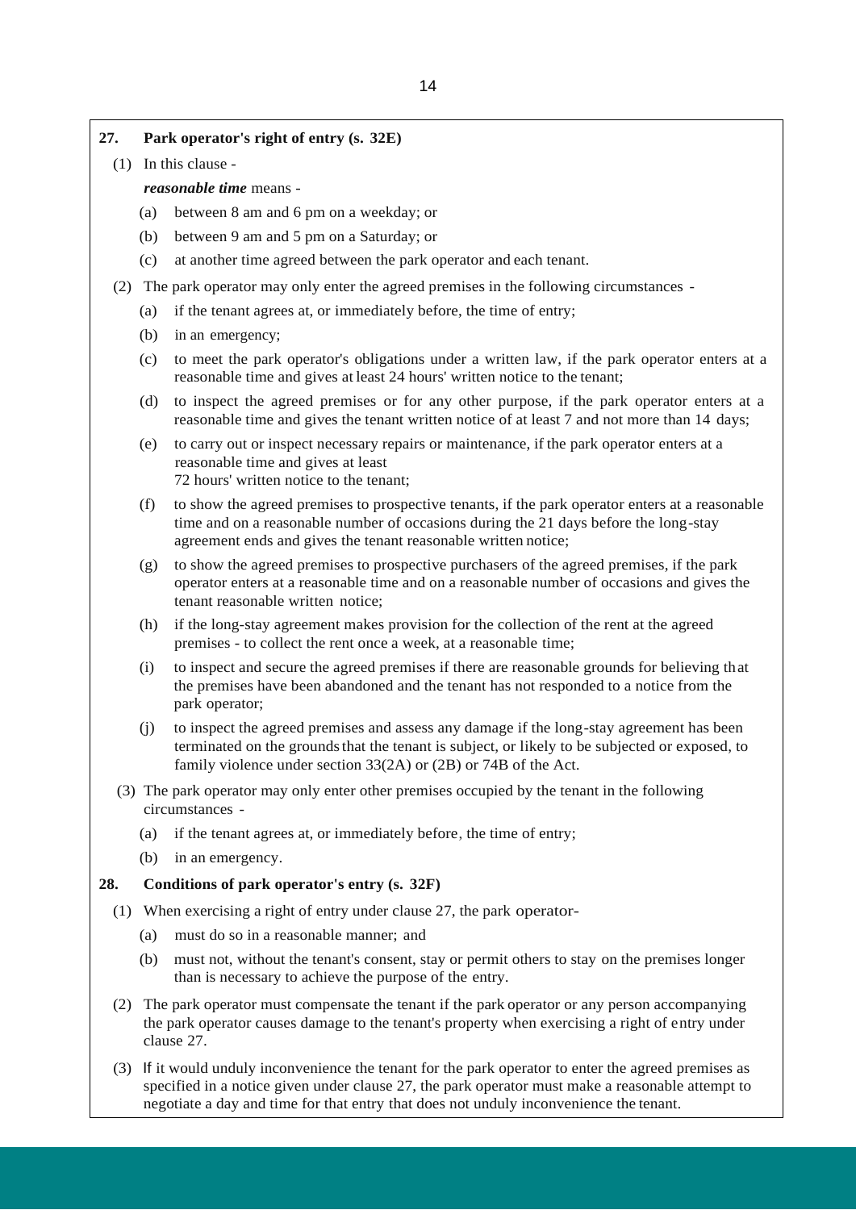## 27. Park operator's right of entry (s. 32E)

(1) In this clause -

***reasonable time*** means -

(a) between 8 am and 6 pm on a weekday; or

(b) between 9 am and 5 pm on a Saturday; or

(c) at another time agreed between the park operator and each tenant.

(2) The park operator may only enter the agreed premises in the following circumstances -

(a) if the tenant agrees at, or immediately before, the time of entry;

(b) in an emergency;

(c) to meet the park operator's obligations under a written law, if the park operator enters at a reasonable time and gives at least 24 hours' written notice to the tenant;

(d) to inspect the agreed premises or for any other purpose, if the park operator enters at a reasonable time and gives the tenant written notice of at least 7 and not more than 14 days;

(e) to carry out or inspect necessary repairs or maintenance, if the park operator enters at a reasonable time and gives at least 72 hours' written notice to the tenant;

(f) to show the agreed premises to prospective tenants, if the park operator enters at a reasonable time and on a reasonable number of occasions during the 21 days before the long-stay agreement ends and gives the tenant reasonable written notice;

(g) to show the agreed premises to prospective purchasers of the agreed premises, if the park operator enters at a reasonable time and on a reasonable number of occasions and gives the tenant reasonable written notice;

(h) if the long-stay agreement makes provision for the collection of the rent at the agreed premises - to collect the rent once a week, at a reasonable time;

(i) to inspect and secure the agreed premises if there are reasonable grounds for believing that the premises have been abandoned and the tenant has not responded to a notice from the park operator;

(j) to inspect the agreed premises and assess any damage if the long-stay agreement has been terminated on the grounds that the tenant is subject, or likely to be subjected or exposed, to family violence under section 33(2A) or (2B) or 74B of the Act.

(3) The park operator may only enter other premises occupied by the tenant in the following circumstances -

(a) if the tenant agrees at, or immediately before, the time of entry;

(b) in an emergency.

## 28. Conditions of park operator's entry (s. 32F)

(1) When exercising a right of entry under clause 27, the park operator-

(a) must do so in a reasonable manner; and

(b) must not, without the tenant's consent, stay or permit others to stay on the premises longer than is necessary to achieve the purpose of the entry.

(2) The park operator must compensate the tenant if the park operator or any person accompanying the park operator causes damage to the tenant's property when exercising a right of entry under clause 27.

(3) If it would unduly inconvenience the tenant for the park operator to enter the agreed premises as specified in a notice given under clause 27, the park operator must make a reasonable attempt to negotiate a day and time for that entry that does not unduly inconvenience the tenant.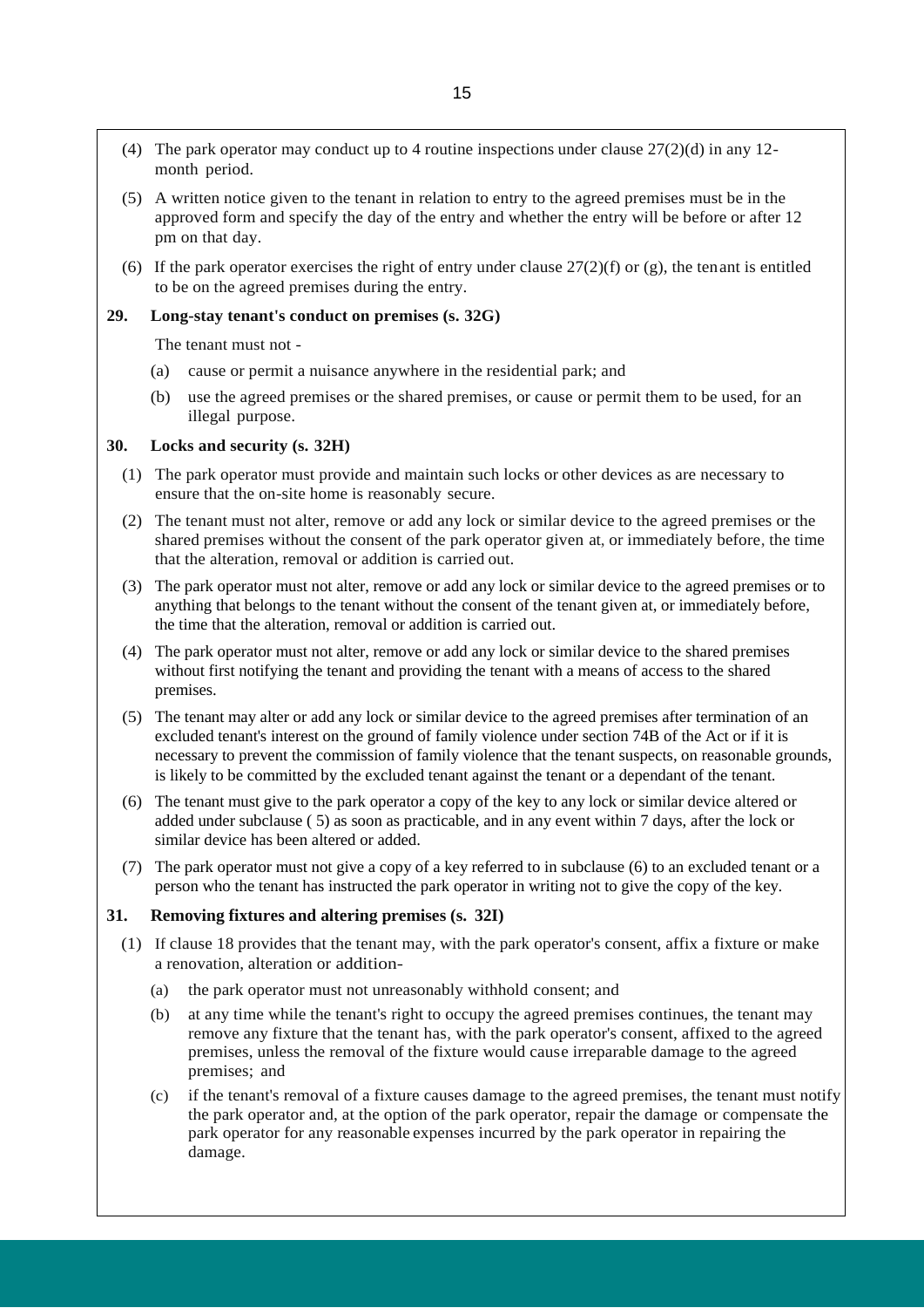(4) The park operator may conduct up to 4 routine inspections under clause 27(2)(d) in any 12-month period.

(5) A written notice given to the tenant in relation to entry to the agreed premises must be in the approved form and specify the day of the entry and whether the entry will be before or after 12 pm on that day.

(6) If the park operator exercises the right of entry under clause 27(2)(f) or (g), the tenant is entitled to be on the agreed premises during the entry.

**29. Long-stay tenant's conduct on premises (s. 32G)**

The tenant must not -

(a) cause or permit a nuisance anywhere in the residential park; and

(b) use the agreed premises or the shared premises, or cause or permit them to be used, for an illegal purpose.

**30. Locks and security (s. 32H)**

(1) The park operator must provide and maintain such locks or other devices as are necessary to ensure that the on-site home is reasonably secure.

(2) The tenant must not alter, remove or add any lock or similar device to the agreed premises or the shared premises without the consent of the park operator given at, or immediately before, the time that the alteration, removal or addition is carried out.

(3) The park operator must not alter, remove or add any lock or similar device to the agreed premises or to anything that belongs to the tenant without the consent of the tenant given at, or immediately before, the time that the alteration, removal or addition is carried out.

(4) The park operator must not alter, remove or add any lock or similar device to the shared premises without first notifying the tenant and providing the tenant with a means of access to the shared premises.

(5) The tenant may alter or add any lock or similar device to the agreed premises after termination of an excluded tenant's interest on the ground of family violence under section 74B of the Act or if it is necessary to prevent the commission of family violence that the tenant suspects, on reasonable grounds, is likely to be committed by the excluded tenant against the tenant or a dependant of the tenant.

(6) The tenant must give to the park operator a copy of the key to any lock or similar device altered or added under subclause ( 5) as soon as practicable, and in any event within 7 days, after the lock or similar device has been altered or added.

(7) The park operator must not give a copy of a key referred to in subclause (6) to an excluded tenant or a person who the tenant has instructed the park operator in writing not to give the copy of the key.

**31. Removing fixtures and altering premises (s. 32I)**

(1) If clause 18 provides that the tenant may, with the park operator's consent, affix a fixture or make a renovation, alteration or addition-

(a) the park operator must not unreasonably withhold consent; and

(b) at any time while the tenant's right to occupy the agreed premises continues, the tenant may remove any fixture that the tenant has, with the park operator's consent, affixed to the agreed premises, unless the removal of the fixture would cause irreparable damage to the agreed premises; and

(c) if the tenant's removal of a fixture causes damage to the agreed premises, the tenant must notify the park operator and, at the option of the park operator, repair the damage or compensate the park operator for any reasonable expenses incurred by the park operator in repairing the damage.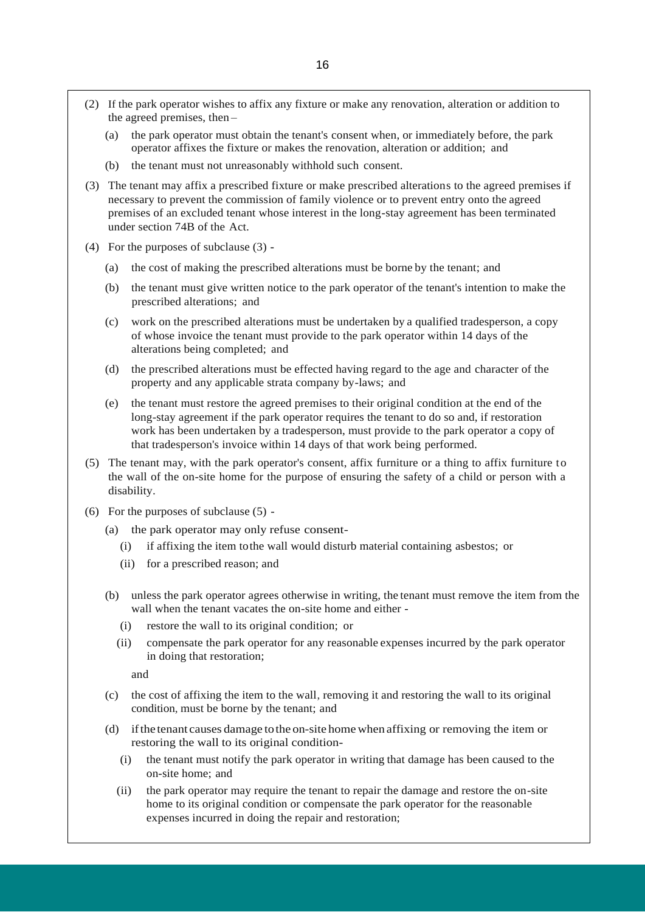(2) If the park operator wishes to affix any fixture or make any renovation, alteration or addition to the agreed premises, then –

   (a) the park operator must obtain the tenant's consent when, or immediately before, the park operator affixes the fixture or makes the renovation, alteration or addition; and

   (b) the tenant must not unreasonably withhold such consent.

(3) The tenant may affix a prescribed fixture or make prescribed alterations to the agreed premises if necessary to prevent the commission of family violence or to prevent entry onto the agreed premises of an excluded tenant whose interest in the long-stay agreement has been terminated under section 74B of the Act.

(4) For the purposes of subclause (3) -

   (a) the cost of making the prescribed alterations must be borne by the tenant; and

   (b) the tenant must give written notice to the park operator of the tenant's intention to make the prescribed alterations; and

   (c) work on the prescribed alterations must be undertaken by a qualified tradesperson, a copy of whose invoice the tenant must provide to the park operator within 14 days of the alterations being completed; and

   (d) the prescribed alterations must be effected having regard to the age and character of the property and any applicable strata company by-laws; and

   (e) the tenant must restore the agreed premises to their original condition at the end of the long-stay agreement if the park operator requires the tenant to do so and, if restoration work has been undertaken by a tradesperson, must provide to the park operator a copy of that tradesperson's invoice within 14 days of that work being performed.

(5) The tenant may, with the park operator's consent, affix furniture or a thing to affix furniture to the wall of the on-site home for the purpose of ensuring the safety of a child or person with a disability.

(6) For the purposes of subclause (5) -

   (a) the park operator may only refuse consent-

      (i) if affixing the item to the wall would disturb material containing asbestos; or

      (ii) for a prescribed reason; and

   (b) unless the park operator agrees otherwise in writing, the tenant must remove the item from the wall when the tenant vacates the on-site home and either -

      (i) restore the wall to its original condition; or

      (ii) compensate the park operator for any reasonable expenses incurred by the park operator in doing that restoration;

      and

   (c) the cost of affixing the item to the wall, removing it and restoring the wall to its original condition, must be borne by the tenant; and

   (d) if the tenant causes damage to the on-site home when affixing or removing the item or restoring the wall to its original condition-

      (i) the tenant must notify the park operator in writing that damage has been caused to the on-site home; and

      (ii) the park operator may require the tenant to repair the damage and restore the on-site home to its original condition or compensate the park operator for the reasonable expenses incurred in doing the repair and restoration;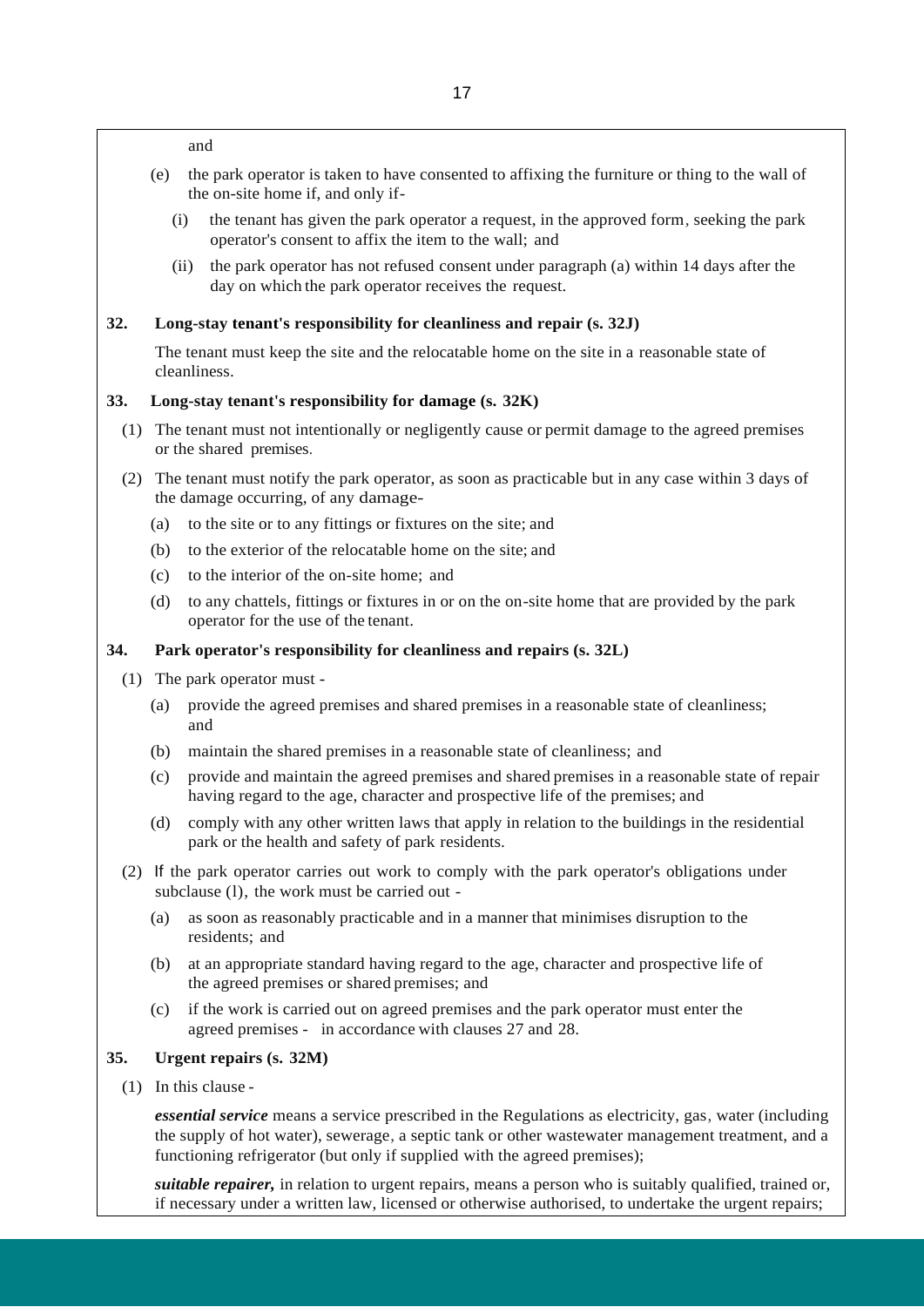and

(e) the park operator is taken to have consented to affixing the furniture or thing to the wall of the on-site home if, and only if-

(i) the tenant has given the park operator a request, in the approved form, seeking the park operator's consent to affix the item to the wall; and

(ii) the park operator has not refused consent under paragraph (a) within 14 days after the day on which the park operator receives the request.

**32. Long-stay tenant's responsibility for cleanliness and repair (s. 32J)**

The tenant must keep the site and the relocatable home on the site in a reasonable state of cleanliness.

**33. Long-stay tenant's responsibility for damage (s. 32K)**

(1) The tenant must not intentionally or negligently cause or permit damage to the agreed premises or the shared premises.

(2) The tenant must notify the park operator, as soon as practicable but in any case within 3 days of the damage occurring, of any damage-

(a) to the site or to any fittings or fixtures on the site; and

(b) to the exterior of the relocatable home on the site; and

(c) to the interior of the on-site home; and

(d) to any chattels, fittings or fixtures in or on the on-site home that are provided by the park operator for the use of the tenant.

**34. Park operator's responsibility for cleanliness and repairs (s. 32L)**

(1) The park operator must -

(a) provide the agreed premises and shared premises in a reasonable state of cleanliness; and

(b) maintain the shared premises in a reasonable state of cleanliness; and

(c) provide and maintain the agreed premises and shared premises in a reasonable state of repair having regard to the age, character and prospective life of the premises; and

(d) comply with any other written laws that apply in relation to the buildings in the residential park or the health and safety of park residents.

(2) If the park operator carries out work to comply with the park operator's obligations under subclause (l), the work must be carried out -

(a) as soon as reasonably practicable and in a manner that minimises disruption to the residents; and

(b) at an appropriate standard having regard to the age, character and prospective life of the agreed premises or shared premises; and

(c) if the work is carried out on agreed premises and the park operator must enter the agreed premises - in accordance with clauses 27 and 28.

**35. Urgent repairs (s. 32M)**

(1) In this clause -

***essential service*** means a service prescribed in the Regulations as electricity, gas, water (including the supply of hot water), sewerage, a septic tank or other wastewater management treatment, and a functioning refrigerator (but only if supplied with the agreed premises);

***suitable repairer,*** in relation to urgent repairs, means a person who is suitably qualified, trained or, if necessary under a written law, licensed or otherwise authorised, to undertake the urgent repairs;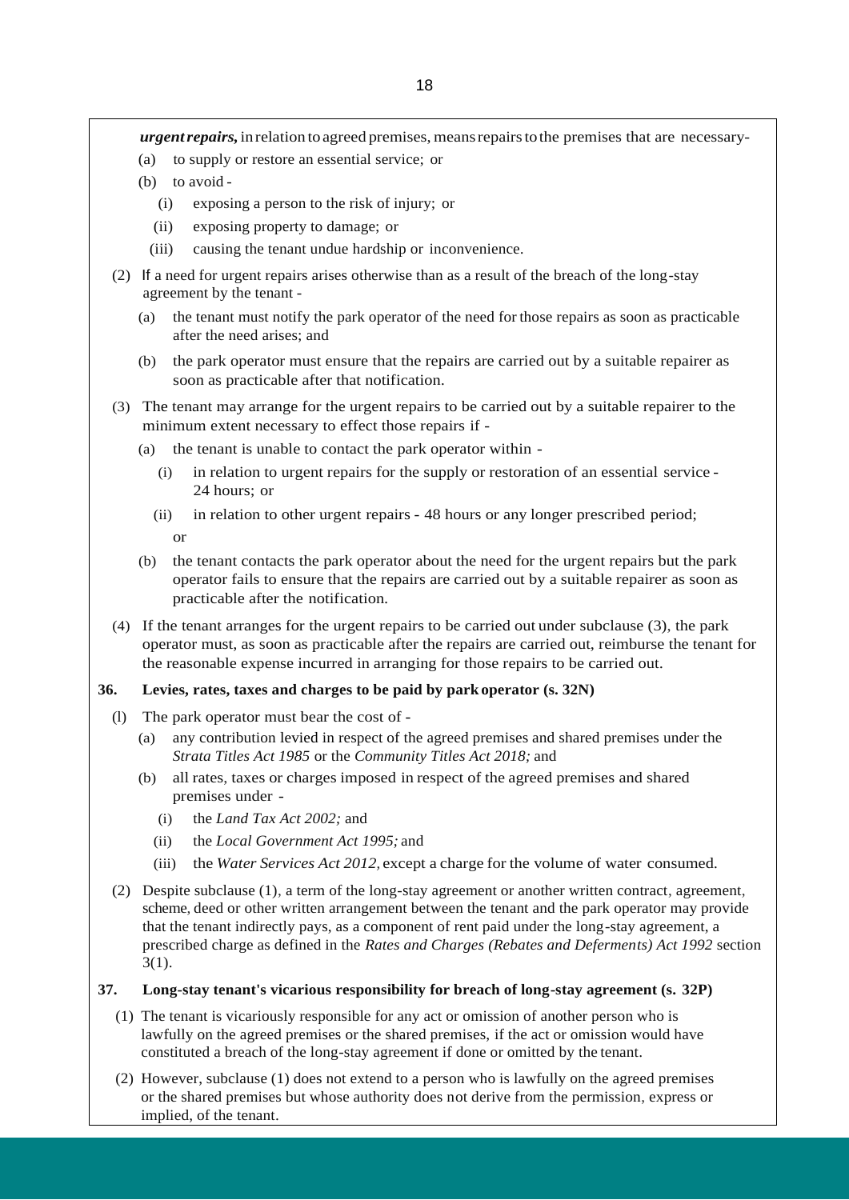***urgent repairs,*** in relation to agreed premises, means repairs to the premises that are necessary-

- (a) to supply or restore an essential service; or
- (b) to avoid -
  - (i) exposing a person to the risk of injury; or
  - (ii) exposing property to damage; or
  - (iii) causing the tenant undue hardship or inconvenience.

(2) If a need for urgent repairs arises otherwise than as a result of the breach of the long-stay agreement by the tenant -

- (a) the tenant must notify the park operator of the need for those repairs as soon as practicable after the need arises; and
- (b) the park operator must ensure that the repairs are carried out by a suitable repairer as soon as practicable after that notification.

(3) The tenant may arrange for the urgent repairs to be carried out by a suitable repairer to the minimum extent necessary to effect those repairs if -

- (a) the tenant is unable to contact the park operator within -
  - (i) in relation to urgent repairs for the supply or restoration of an essential service - 24 hours; or
  - (ii) in relation to other urgent repairs - 48 hours or any longer prescribed period;

  or
- (b) the tenant contacts the park operator about the need for the urgent repairs but the park operator fails to ensure that the repairs are carried out by a suitable repairer as soon as practicable after the notification.

(4) If the tenant arranges for the urgent repairs to be carried out under subclause (3), the park operator must, as soon as practicable after the repairs are carried out, reimburse the tenant for the reasonable expense incurred in arranging for those repairs to be carried out.

**36. Levies, rates, taxes and charges to be paid by park operator (s. 32N)**

(l) The park operator must bear the cost of -

- (a) any contribution levied in respect of the agreed premises and shared premises under the *Strata Titles Act 1985* or the *Community Titles Act 2018;* and
- (b) all rates, taxes or charges imposed in respect of the agreed premises and shared premises under -
  - (i) the *Land Tax Act 2002;* and
  - (ii) the *Local Government Act 1995;* and
  - (iii) the *Water Services Act 2012,* except a charge for the volume of water consumed.

(2) Despite subclause (1), a term of the long-stay agreement or another written contract, agreement, scheme, deed or other written arrangement between the tenant and the park operator may provide that the tenant indirectly pays, as a component of rent paid under the long-stay agreement, a prescribed charge as defined in the *Rates and Charges (Rebates and Deferments) Act 1992* section 3(1).

**37. Long-stay tenant's vicarious responsibility for breach of long-stay agreement (s. 32P)**

(1) The tenant is vicariously responsible for any act or omission of another person who is lawfully on the agreed premises or the shared premises, if the act or omission would have constituted a breach of the long-stay agreement if done or omitted by the tenant.

(2) However, subclause (1) does not extend to a person who is lawfully on the agreed premises or the shared premises but whose authority does not derive from the permission, express or implied, of the tenant.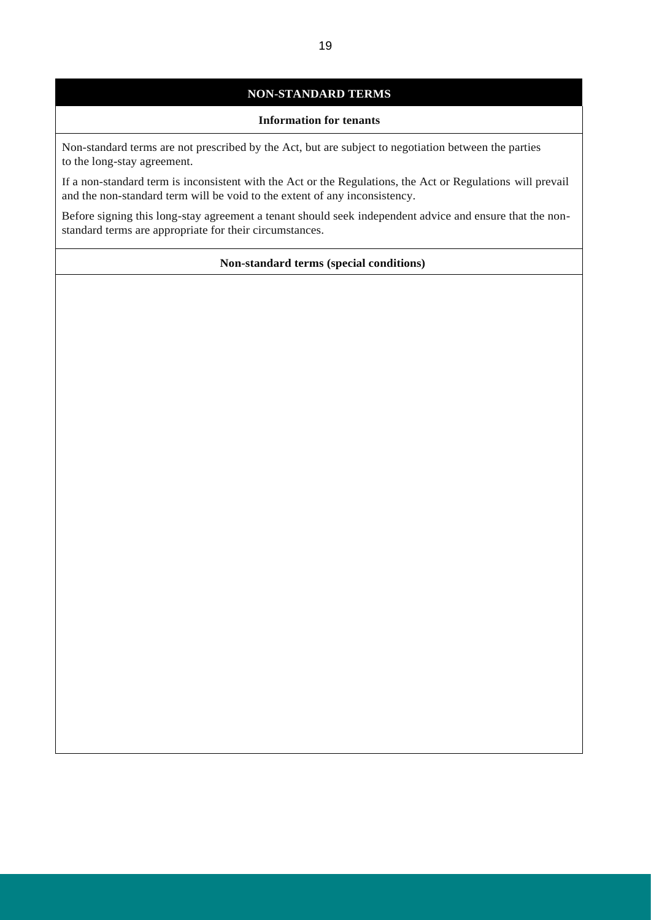## NON-STANDARD TERMS

### Information for tenants

Non-standard terms are not prescribed by the Act, but are subject to negotiation between the parties to the long-stay agreement.

If a non-standard term is inconsistent with the Act or the Regulations, the Act or Regulations will prevail and the non-standard term will be void to the extent of any inconsistency.

Before signing this long-stay agreement a tenant should seek independent advice and ensure that the non-standard terms are appropriate for their circumstances.

### Non-standard terms (special conditions)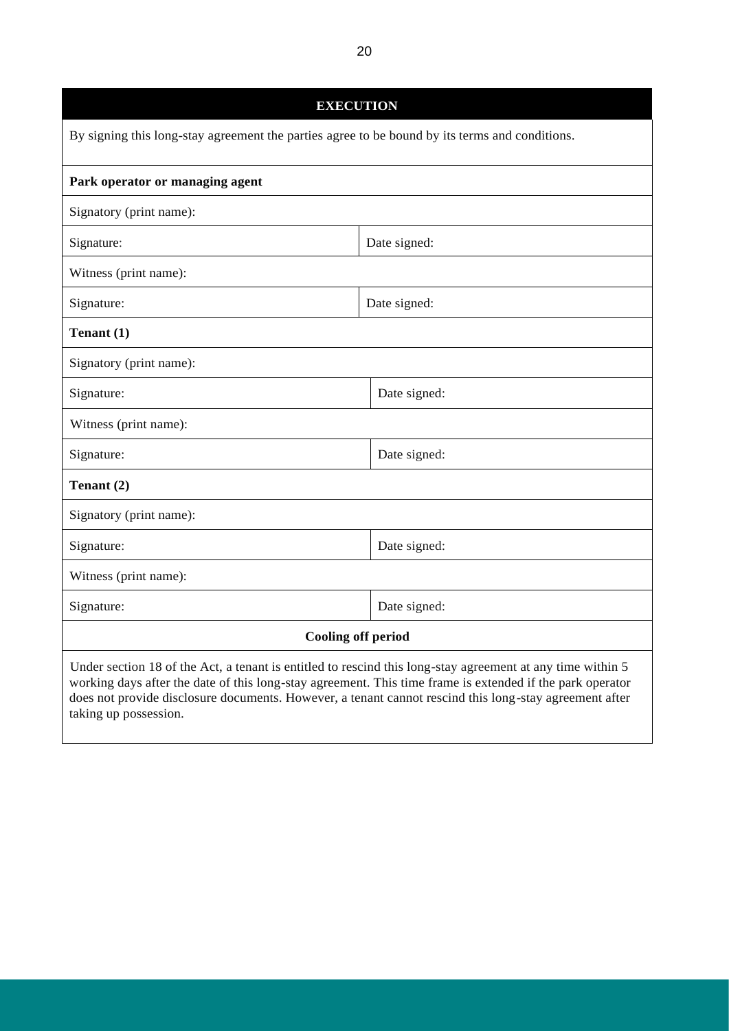| EXECUTION | |
|---|---|
| By signing this long-stay agreement the parties agree to be bound by its terms and conditions. | |
| **Park operator or managing agent** | |
| Signatory (print name): | |
| Signature: | Date signed: |
| Witness (print name): | |
| Signature: | Date signed: |
| **Tenant (1)** | |
| Signatory (print name): | |
| Signature: | Date signed: |
| Witness (print name): | |
| Signature: | Date signed: |
| **Tenant (2)** | |
| Signatory (print name): | |
| Signature: | Date signed: |
| Witness (print name): | |
| Signature: | Date signed: |
| **Cooling off period** | |
| Under section 18 of the Act, a tenant is entitled to rescind this long-stay agreement at any time within 5 working days after the date of this long-stay agreement. This time frame is extended if the park operator does not provide disclosure documents. However, a tenant cannot rescind this long-stay agreement after taking up possession. | |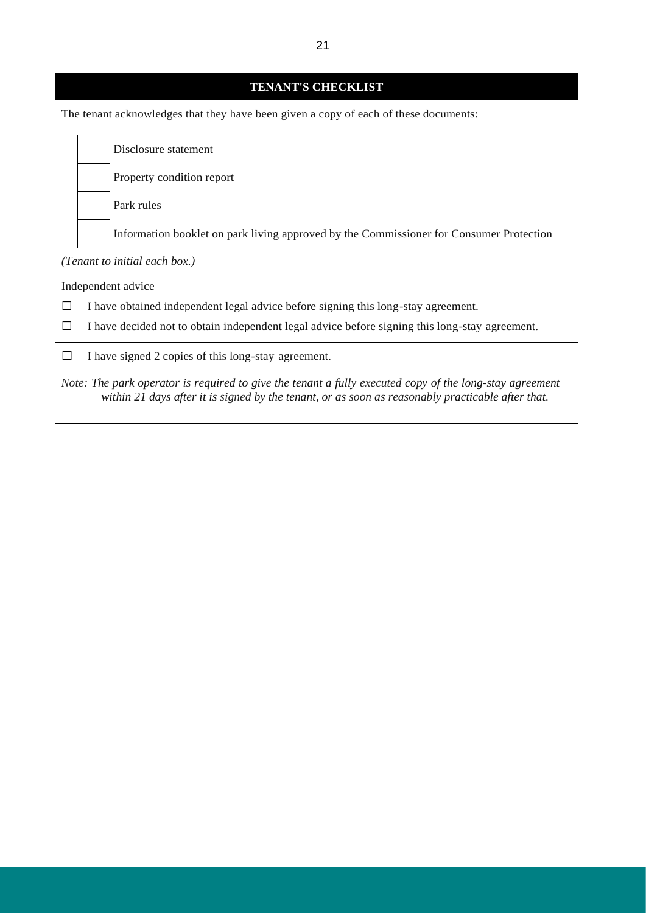## TENANT'S CHECKLIST

The tenant acknowledges that they have been given a copy of each of these documents:

| | |
|---|---|
| | Disclosure statement |
| | Property condition report |
| | Park rules |
| | Information booklet on park living approved by the Commissioner for Consumer Protection |

*(Tenant to initial each box.)*

Independent advice

☐ I have obtained independent legal advice before signing this long-stay agreement.

☐ I have decided not to obtain independent legal advice before signing this long-stay agreement.

☐ I have signed 2 copies of this long-stay agreement.

*Note: The park operator is required to give the tenant a fully executed copy of the long-stay agreement within 21 days after it is signed by the tenant, or as soon as reasonably practicable after that.*